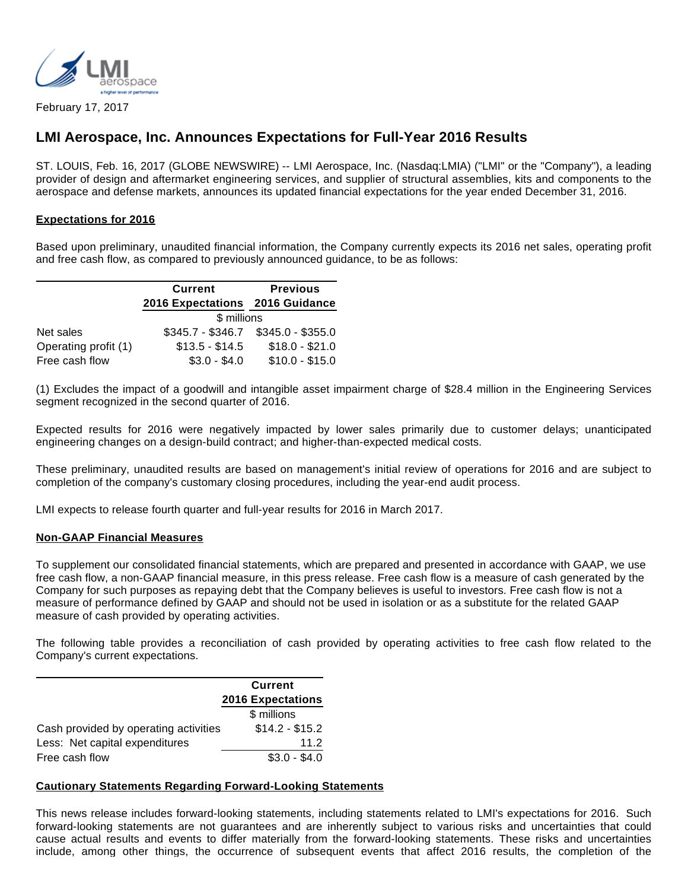February 17, 2017

# LMI Aerospace, Inc. Announces Expectations for Full-Year 2016 Results

ST. LOUIS, Feb. 16, 2017 (GLOBE NEWSWIRE) -- LMI Aerospace, Inc. (Nasdaq:LMIA) ("LMI" or the "Company"), a leading provider of design and aftermarket engineering services, and supplier of structural assemblies, kits and components to the aerospace and defense markets, announces its updated financial expectations for the year ended December 31, 2016.

**Expectations for 2016**

Based upon preliminary, unaudited financial information, the Company currently expects its 2016 net sales, operating profit and free cash flow, as compared to previously announced guidance, to be as follows:

| | Current 2016 Expectations | Previous 2016 Guidance |
|---|---|---|
| | $ millions | |
| Net sales | $345.7 - $346.7 | $345.0 - $355.0 |
| Operating profit (1) | $13.5 - $14.5 | $18.0 - $21.0 |
| Free cash flow | $3.0 - $4.0 | $10.0 - $15.0 |

(1) Excludes the impact of a goodwill and intangible asset impairment charge of $28.4 million in the Engineering Services segment recognized in the second quarter of 2016.

Expected results for 2016 were negatively impacted by lower sales primarily due to customer delays; unanticipated engineering changes on a design-build contract; and higher-than-expected medical costs.

These preliminary, unaudited results are based on management's initial review of operations for 2016 and are subject to completion of the company's customary closing procedures, including the year-end audit process.

LMI expects to release fourth quarter and full-year results for 2016 in March 2017.

**Non-GAAP Financial Measures**

To supplement our consolidated financial statements, which are prepared and presented in accordance with GAAP, we use free cash flow, a non-GAAP financial measure, in this press release. Free cash flow is a measure of cash generated by the Company for such purposes as repaying debt that the Company believes is useful to investors. Free cash flow is not a measure of performance defined by GAAP and should not be used in isolation or as a substitute for the related GAAP measure of cash provided by operating activities.

The following table provides a reconciliation of cash provided by operating activities to free cash flow related to the Company's current expectations.

| | Current 2016 Expectations |
|---|---|
| | $ millions |
| Cash provided by operating activities | $14.2 - $15.2 |
| Less: Net capital expenditures | 11.2 |
| Free cash flow | $3.0 - $4.0 |

**Cautionary Statements Regarding Forward-Looking Statements**

This news release includes forward-looking statements, including statements related to LMI's expectations for 2016. Such forward-looking statements are not guarantees and are inherently subject to various risks and uncertainties that could cause actual results and events to differ materially from the forward-looking statements. These risks and uncertainties include, among other things, the occurrence of subsequent events that affect 2016 results, the completion of the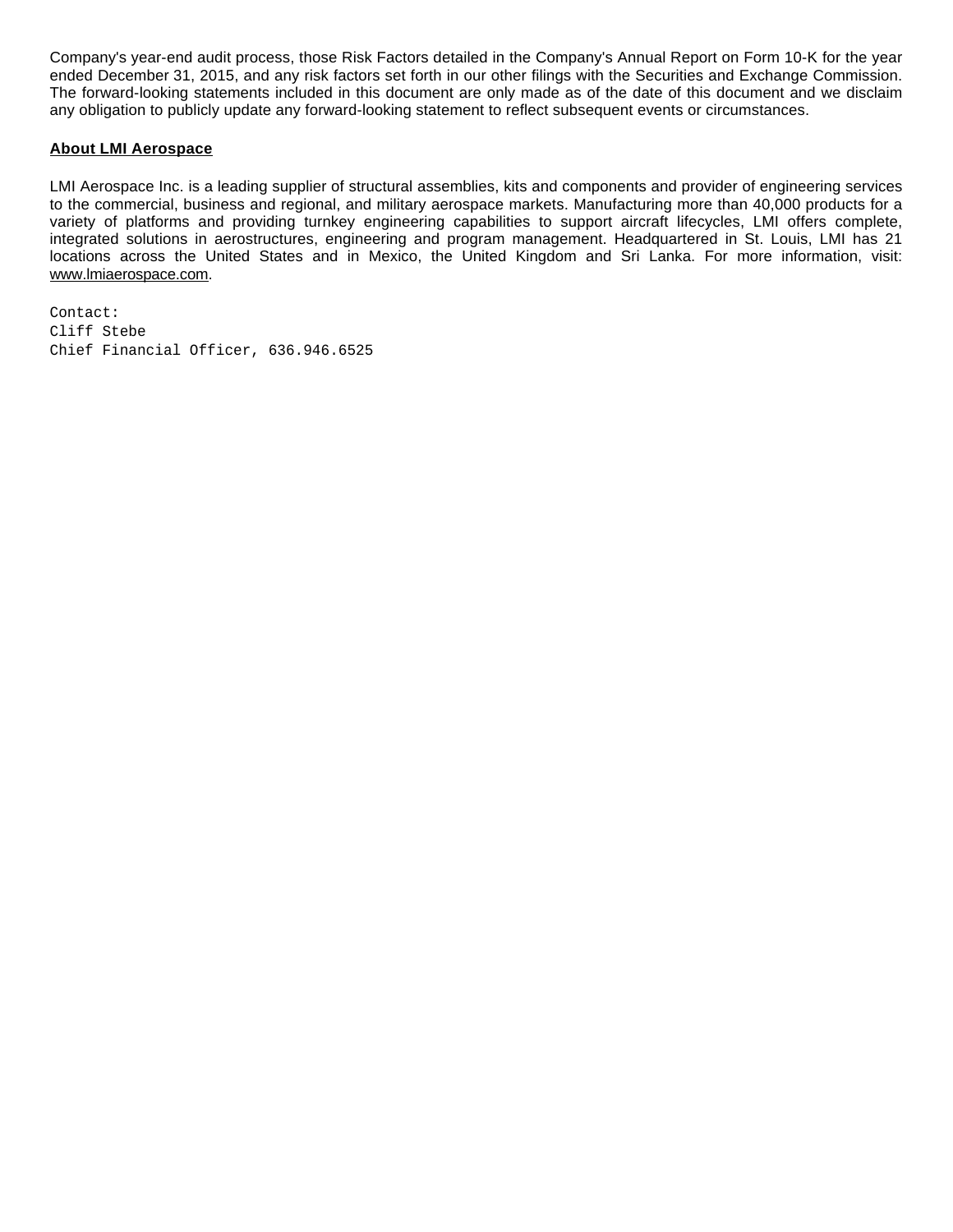Company's year-end audit process, those Risk Factors detailed in the Company's Annual Report on Form 10-K for the year ended December 31, 2015, and any risk factors set forth in our other filings with the Securities and Exchange Commission. The forward-looking statements included in this document are only made as of the date of this document and we disclaim any obligation to publicly update any forward-looking statement to reflect subsequent events or circumstances.

**About LMI Aerospace**

LMI Aerospace Inc. is a leading supplier of structural assemblies, kits and components and provider of engineering services to the commercial, business and regional, and military aerospace markets. Manufacturing more than 40,000 products for a variety of platforms and providing turnkey engineering capabilities to support aircraft lifecycles, LMI offers complete, integrated solutions in aerostructures, engineering and program management. Headquartered in St. Louis, LMI has 21 locations across the United States and in Mexico, the United Kingdom and Sri Lanka. For more information, visit: www.lmiaerospace.com.

Contact:
Cliff Stebe
Chief Financial Officer, 636.946.6525